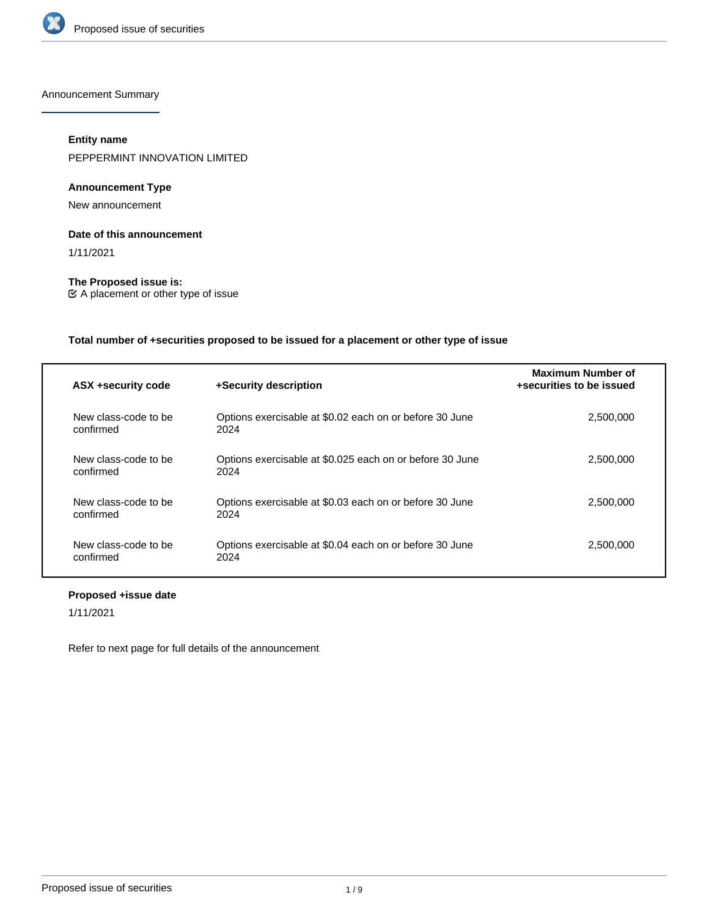Announcement Summary

**Entity name**

PEPPERMINT INNOVATION LIMITED

**Announcement Type**

New announcement

**Date of this announcement**

1/11/2021

**The Proposed issue is:**

☑ A placement or other type of issue

**Total number of +securities proposed to be issued for a placement or other type of issue**

| ASX +security code | +Security description | Maximum Number of +securities to be issued |
|---|---|---|
| New class-code to be confirmed | Options exercisable at $0.02 each on or before 30 June 2024 | 2,500,000 |
| New class-code to be confirmed | Options exercisable at $0.025 each on or before 30 June 2024 | 2,500,000 |
| New class-code to be confirmed | Options exercisable at $0.03 each on or before 30 June 2024 | 2,500,000 |
| New class-code to be confirmed | Options exercisable at $0.04 each on or before 30 June 2024 | 2,500,000 |

**Proposed +issue date**

1/11/2021

Refer to next page for full details of the announcement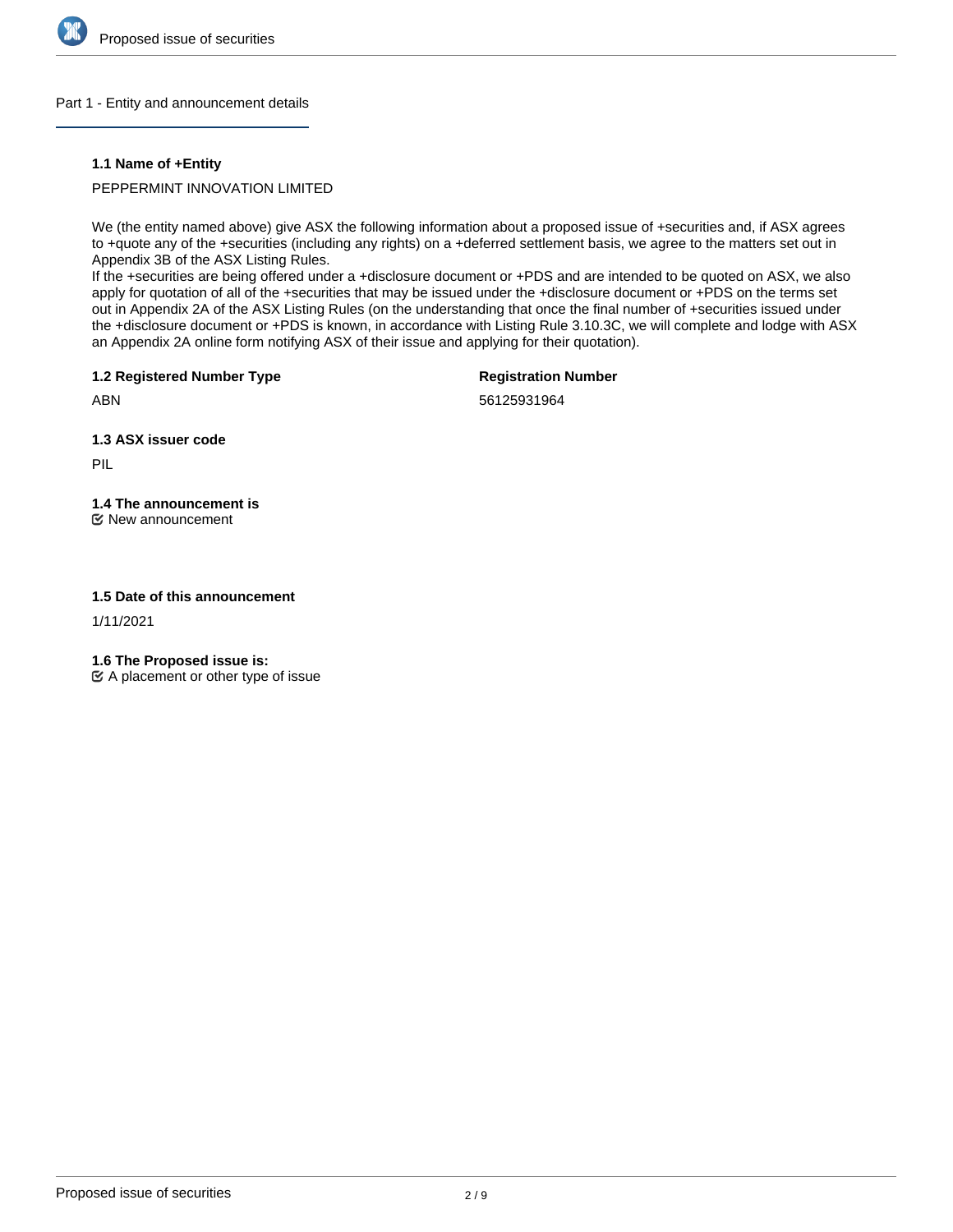## Part 1 - Entity and announcement details

### 1.1 Name of +Entity

PEPPERMINT INNOVATION LIMITED

We (the entity named above) give ASX the following information about a proposed issue of +securities and, if ASX agrees to +quote any of the +securities (including any rights) on a +deferred settlement basis, we agree to the matters set out in Appendix 3B of the ASX Listing Rules.
If the +securities are being offered under a +disclosure document or +PDS and are intended to be quoted on ASX, we also apply for quotation of all of the +securities that may be issued under the +disclosure document or +PDS on the terms set out in Appendix 2A of the ASX Listing Rules (on the understanding that once the final number of +securities issued under the +disclosure document or +PDS is known, in accordance with Listing Rule 3.10.3C, we will complete and lodge with ASX an Appendix 2A online form notifying ASX of their issue and applying for their quotation).

**1.2 Registered Number Type**

ABN

**Registration Number**

56125931964

**1.3 ASX issuer code**

PIL

**1.4 The announcement is**

☑ New announcement

**1.5 Date of this announcement**

1/11/2021

**1.6 The Proposed issue is:**

☑ A placement or other type of issue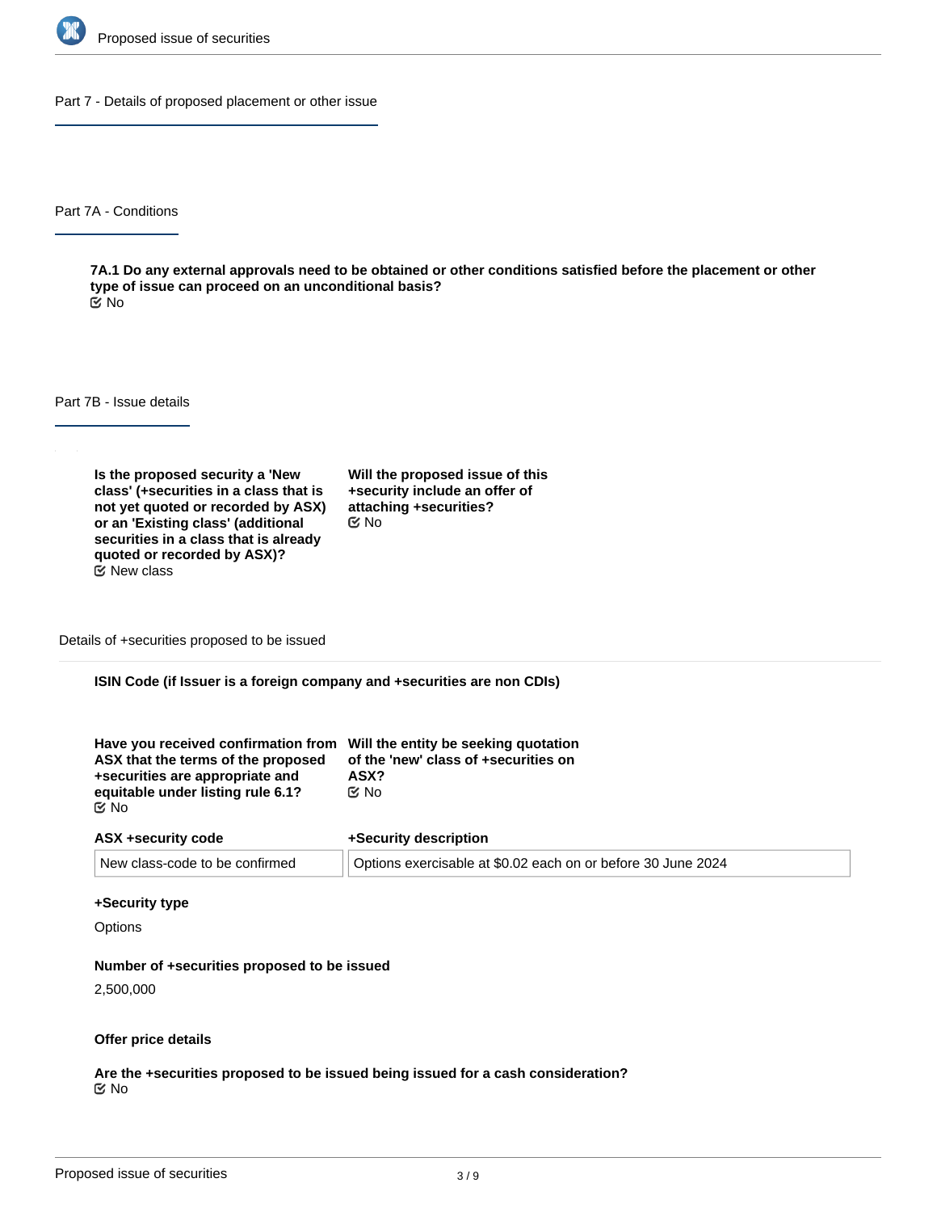## Part 7 - Details of proposed placement or other issue

### Part 7A - Conditions

**7A.1 Do any external approvals need to be obtained or other conditions satisfied before the placement or other type of issue can proceed on an unconditional basis?**
No

### Part 7B - Issue details

**Is the proposed security a 'New class' (+securities in a class that is not yet quoted or recorded by ASX) or an 'Existing class' (additional securities in a class that is already quoted or recorded by ASX)?**
New class

**Will the proposed issue of this +security include an offer of attaching +securities?**
No

#### Details of +securities proposed to be issued

**ISIN Code (if Issuer is a foreign company and +securities are non CDIs)**

**Have you received confirmation from ASX that the terms of the proposed +securities are appropriate and equitable under listing rule 6.1?**
No

**Will the entity be seeking quotation of the 'new' class of +securities on ASX?**
No

| ASX +security code | +Security description |
| --- | --- |
| New class-code to be confirmed | Options exercisable at $0.02 each on or before 30 June 2024 |

**+Security type**

Options

**Number of +securities proposed to be issued**

2,500,000

**Offer price details**

**Are the +securities proposed to be issued being issued for a cash consideration?**
No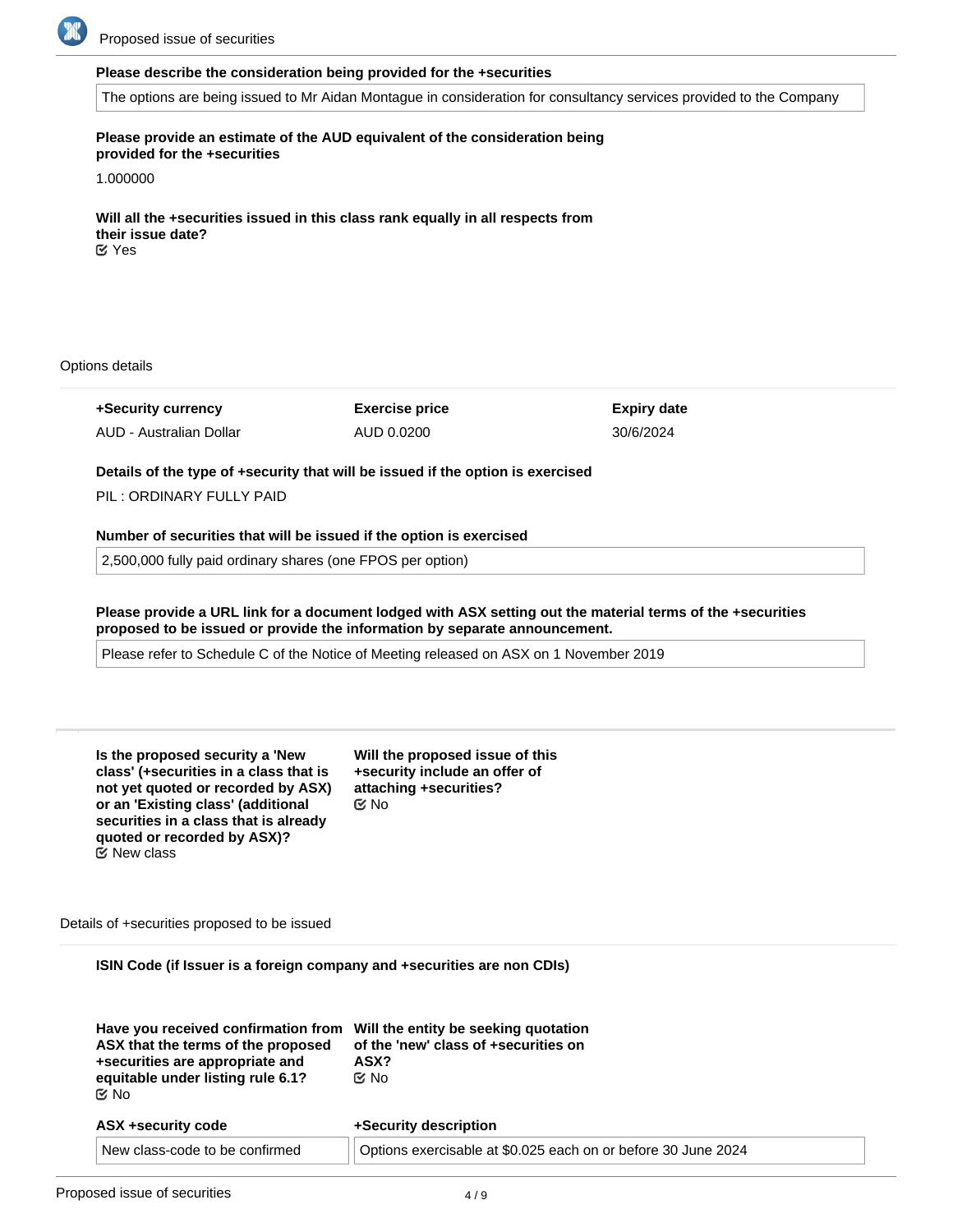**Please describe the consideration being provided for the +securities**

The options are being issued to Mr Aidan Montague in consideration for consultancy services provided to the Company

**Please provide an estimate of the AUD equivalent of the consideration being provided for the +securities**

1.000000

**Will all the +securities issued in this class rank equally in all respects from their issue date?**

Yes

Options details

| +Security currency | Exercise price | Expiry date |
|---|---|---|
| AUD - Australian Dollar | AUD 0.0200 | 30/6/2024 |

**Details of the type of +security that will be issued if the option is exercised**

PIL : ORDINARY FULLY PAID

**Number of securities that will be issued if the option is exercised**

2,500,000 fully paid ordinary shares (one FPOS per option)

**Please provide a URL link for a document lodged with ASX setting out the material terms of the +securities proposed to be issued or provide the information by separate announcement.**

Please refer to Schedule C of the Notice of Meeting released on ASX on 1 November 2019

**Is the proposed security a 'New class' (+securities in a class that is not yet quoted or recorded by ASX) or an 'Existing class' (additional securities in a class that is already quoted or recorded by ASX)?**

New class

**Will the proposed issue of this +security include an offer of attaching +securities?**

No

Details of +securities proposed to be issued

**ISIN Code (if Issuer is a foreign company and +securities are non CDIs)**

**Have you received confirmation from ASX that the terms of the proposed +securities are appropriate and equitable under listing rule 6.1?**

No

**Will the entity be seeking quotation of the 'new' class of +securities on ASX?**

No

| ASX +security code | +Security description |
|---|---|
| New class-code to be confirmed | Options exercisable at $0.025 each on or before 30 June 2024 |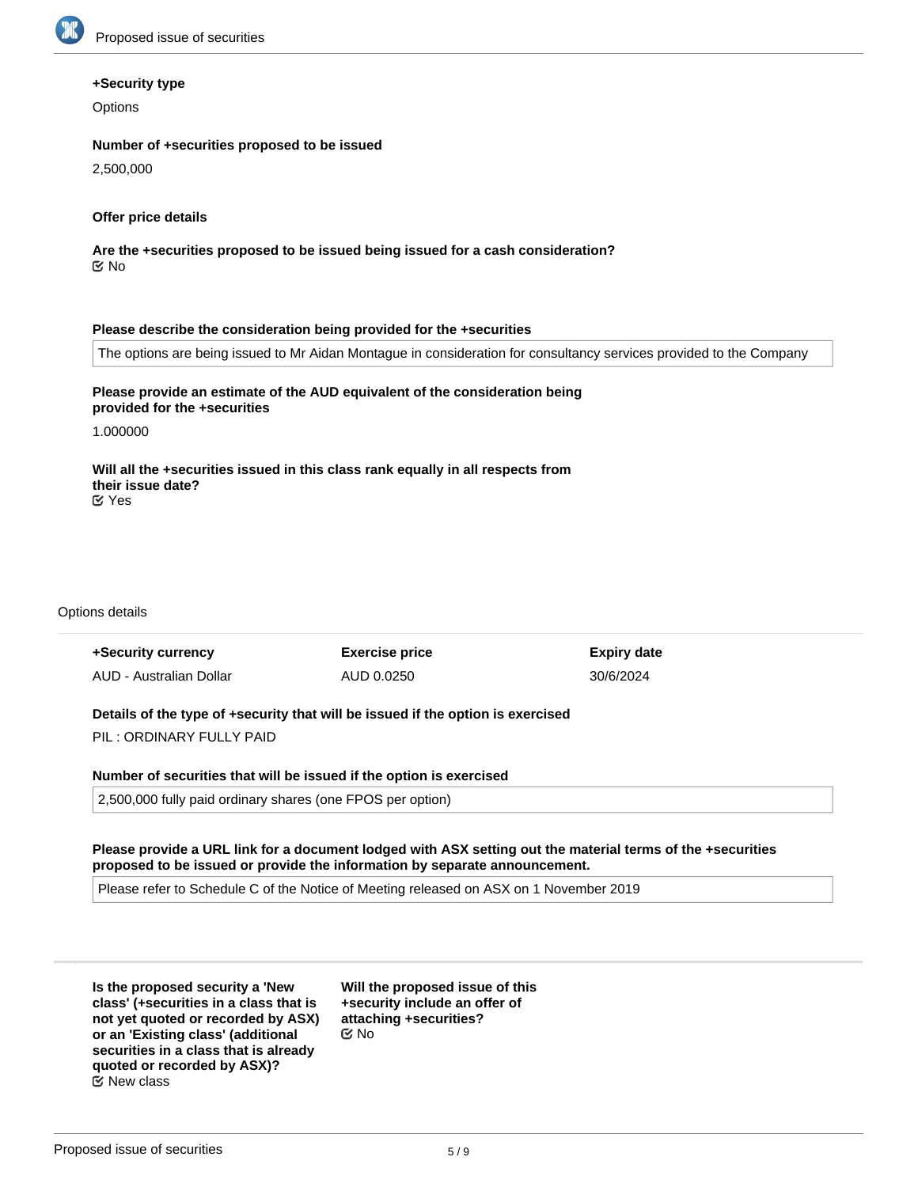**+Security type**

Options

**Number of +securities proposed to be issued**

2,500,000

**Offer price details**

**Are the +securities proposed to be issued being issued for a cash consideration?**

☑ No

**Please describe the consideration being provided for the +securities**

The options are being issued to Mr Aidan Montague in consideration for consultancy services provided to the Company

**Please provide an estimate of the AUD equivalent of the consideration being provided for the +securities**

1.000000

**Will all the +securities issued in this class rank equally in all respects from their issue date?**

☑ Yes

Options details

| +Security currency | Exercise price | Expiry date |
|---|---|---|
| AUD - Australian Dollar | AUD 0.0250 | 30/6/2024 |

**Details of the type of +security that will be issued if the option is exercised**

PIL : ORDINARY FULLY PAID

**Number of securities that will be issued if the option is exercised**

2,500,000 fully paid ordinary shares (one FPOS per option)

**Please provide a URL link for a document lodged with ASX setting out the material terms of the +securities proposed to be issued or provide the information by separate announcement.**

Please refer to Schedule C of the Notice of Meeting released on ASX on 1 November 2019

**Is the proposed security a 'New class' (+securities in a class that is not yet quoted or recorded by ASX) or an 'Existing class' (additional securities in a class that is already quoted or recorded by ASX)?**

☑ New class

**Will the proposed issue of this +security include an offer of attaching +securities?**

☑ No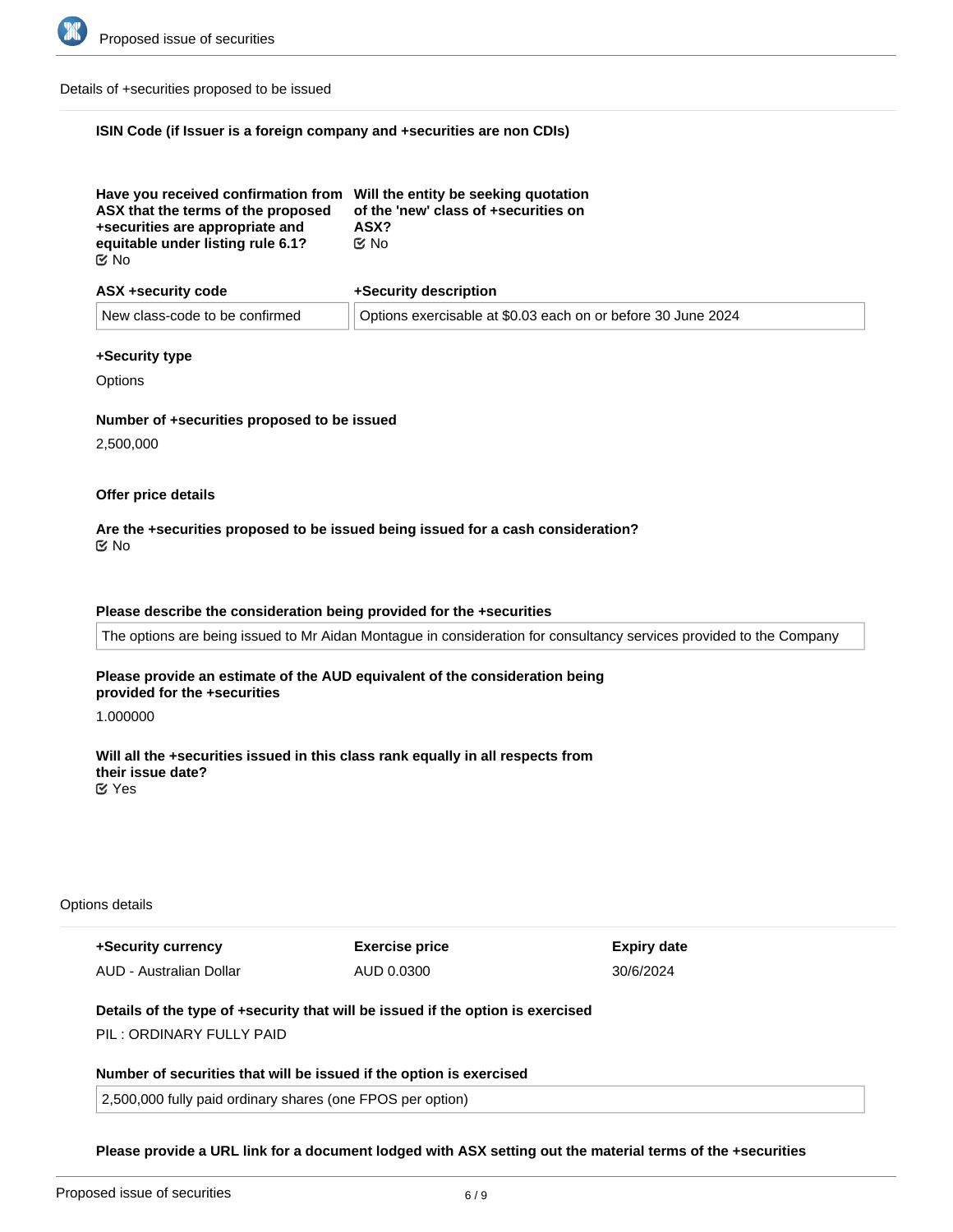Details of +securities proposed to be issued

**ISIN Code (if Issuer is a foreign company and +securities are non CDIs)**

**Have you received confirmation from ASX that the terms of the proposed +securities are appropriate and equitable under listing rule 6.1?**
☑ No

**Will the entity be seeking quotation of the 'new' class of +securities on ASX?**
☑ No

| **ASX +security code** | **+Security description** |
|---|---|
| New class-code to be confirmed | Options exercisable at $0.03 each on or before 30 June 2024 |

**+Security type**

Options

**Number of +securities proposed to be issued**

2,500,000

**Offer price details**

**Are the +securities proposed to be issued being issued for a cash consideration?**
☑ No

**Please describe the consideration being provided for the +securities**

The options are being issued to Mr Aidan Montague in consideration for consultancy services provided to the Company

**Please provide an estimate of the AUD equivalent of the consideration being provided for the +securities**

1.000000

**Will all the +securities issued in this class rank equally in all respects from their issue date?**
☑ Yes

Options details

| **+Security currency** | **Exercise price** | **Expiry date** |
|---|---|---|
| AUD - Australian Dollar | AUD 0.0300 | 30/6/2024 |

**Details of the type of +security that will be issued if the option is exercised**

PIL : ORDINARY FULLY PAID

**Number of securities that will be issued if the option is exercised**

2,500,000 fully paid ordinary shares (one FPOS per option)

**Please provide a URL link for a document lodged with ASX setting out the material terms of the +securities**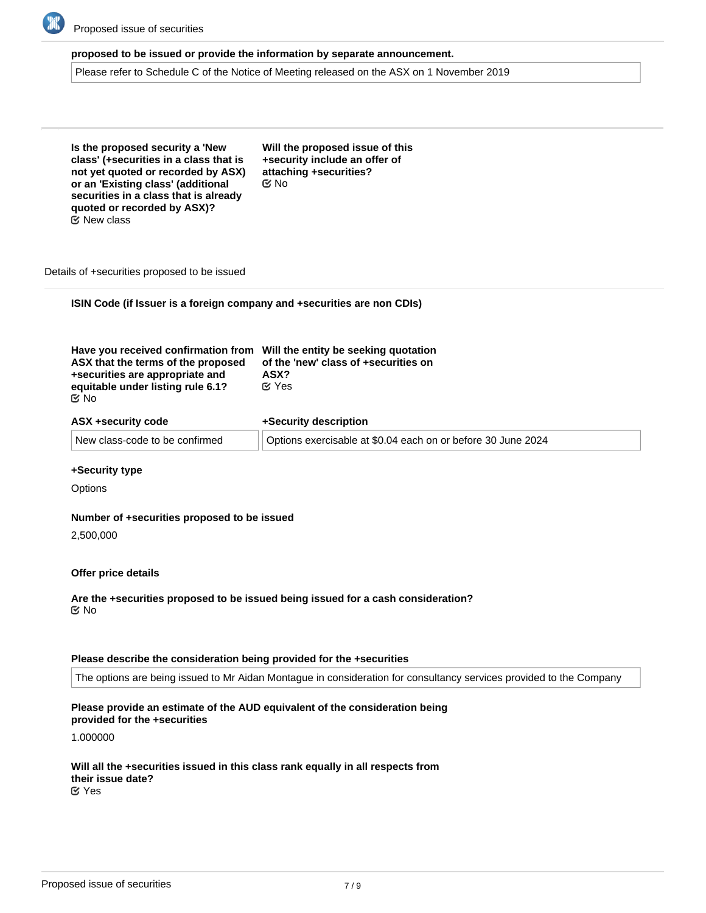**proposed to be issued or provide the information by separate announcement.**

Please refer to Schedule C of the Notice of Meeting released on the ASX on 1 November 2019

**Is the proposed security a 'New class' (+securities in a class that is not yet quoted or recorded by ASX) or an 'Existing class' (additional securities in a class that is already quoted or recorded by ASX)?**
☑ New class

**Will the proposed issue of this +security include an offer of attaching +securities?**
☑ No

Details of +securities proposed to be issued

**ISIN Code (if Issuer is a foreign company and +securities are non CDIs)**

**Have you received confirmation from ASX that the terms of the proposed +securities are appropriate and equitable under listing rule 6.1?**
☑ No

**Will the entity be seeking quotation of the 'new' class of +securities on ASX?**
☑ Yes

**ASX +security code**

New class-code to be confirmed

**+Security description**

Options exercisable at $0.04 each on or before 30 June 2024

**+Security type**

Options

**Number of +securities proposed to be issued**

2,500,000

**Offer price details**

**Are the +securities proposed to be issued being issued for a cash consideration?**
☑ No

**Please describe the consideration being provided for the +securities**

The options are being issued to Mr Aidan Montague in consideration for consultancy services provided to the Company

**Please provide an estimate of the AUD equivalent of the consideration being provided for the +securities**

1.000000

**Will all the +securities issued in this class rank equally in all respects from their issue date?**
☑ Yes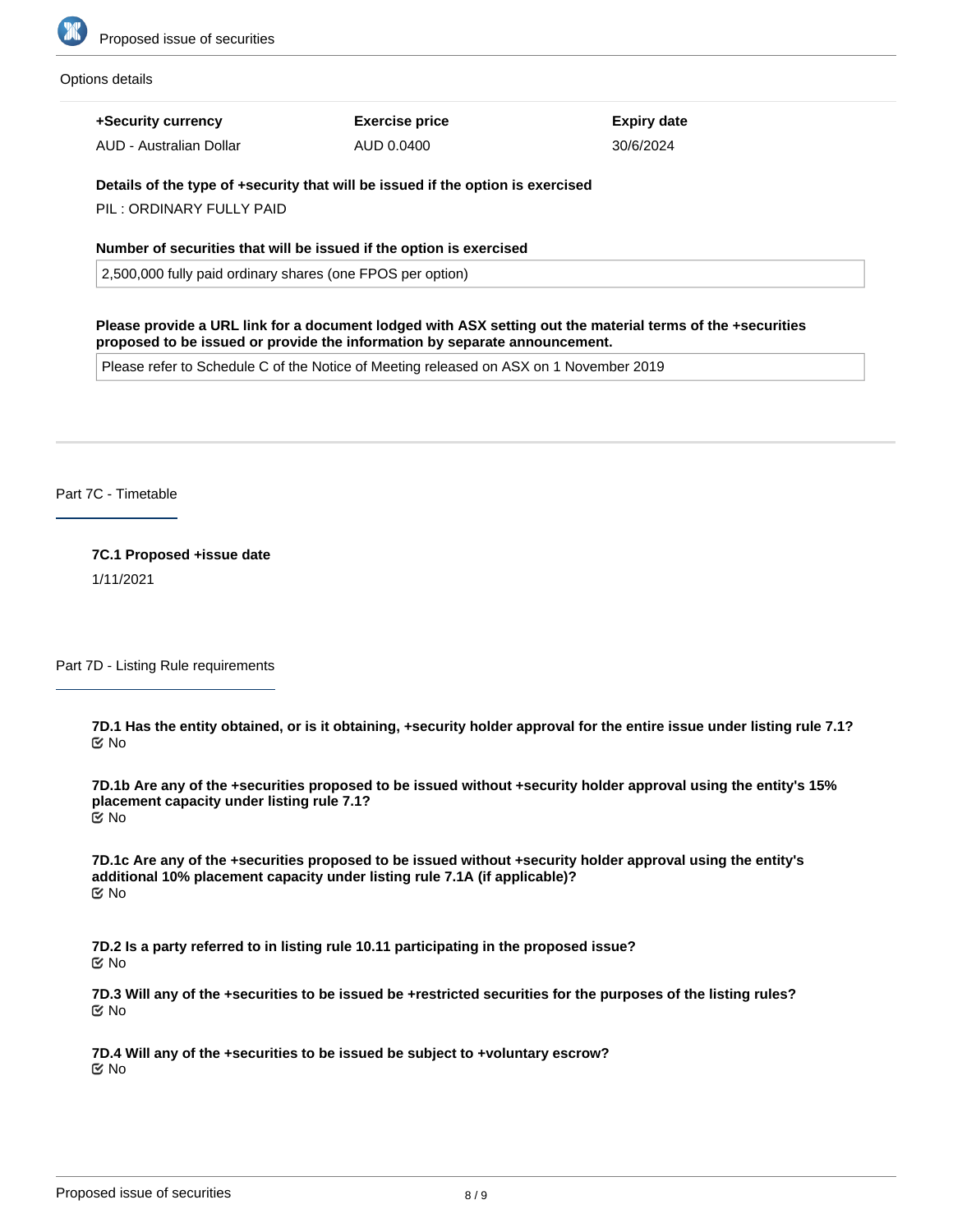Options details

| +Security currency | Exercise price | Expiry date |
| --- | --- | --- |
| AUD - Australian Dollar | AUD 0.0400 | 30/6/2024 |

**Details of the type of +security that will be issued if the option is exercised**

PIL : ORDINARY FULLY PAID

**Number of securities that will be issued if the option is exercised**

2,500,000 fully paid ordinary shares (one FPOS per option)

**Please provide a URL link for a document lodged with ASX setting out the material terms of the +securities proposed to be issued or provide the information by separate announcement.**

Please refer to Schedule C of the Notice of Meeting released on ASX on 1 November 2019

## Part 7C - Timetable

**7C.1 Proposed +issue date**

1/11/2021

## Part 7D - Listing Rule requirements

**7D.1 Has the entity obtained, or is it obtaining, +security holder approval for the entire issue under listing rule 7.1?**

No

**7D.1b Are any of the +securities proposed to be issued without +security holder approval using the entity's 15% placement capacity under listing rule 7.1?**

No

**7D.1c Are any of the +securities proposed to be issued without +security holder approval using the entity's additional 10% placement capacity under listing rule 7.1A (if applicable)?**

No

**7D.2 Is a party referred to in listing rule 10.11 participating in the proposed issue?**

No

**7D.3 Will any of the +securities to be issued be +restricted securities for the purposes of the listing rules?**

No

**7D.4 Will any of the +securities to be issued be subject to +voluntary escrow?**

No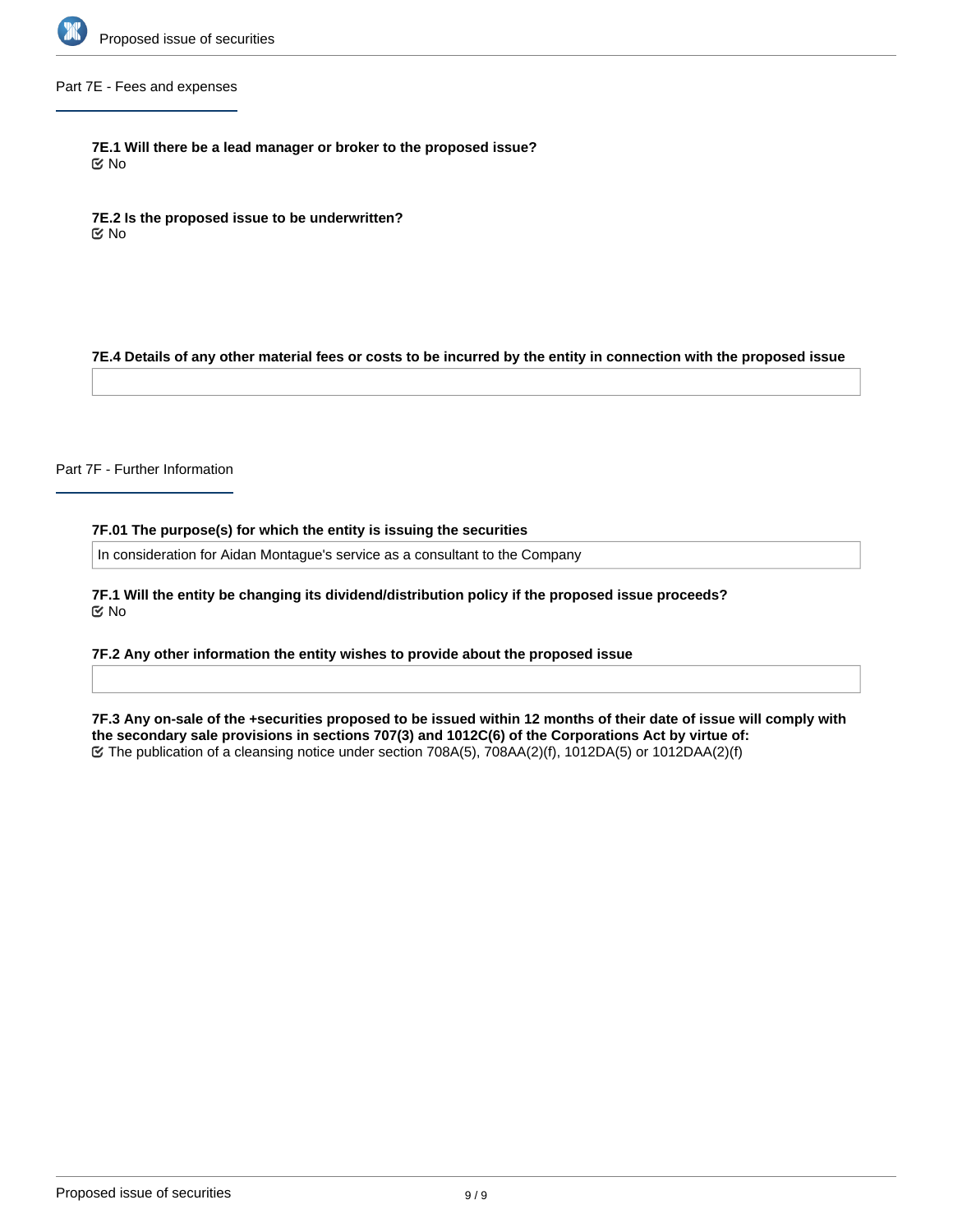## Part 7E - Fees and expenses

**7E.1 Will there be a lead manager or broker to the proposed issue?**
☑ No

**7E.2 Is the proposed issue to be underwritten?**
☑ No

**7E.4 Details of any other material fees or costs to be incurred by the entity in connection with the proposed issue**

## Part 7F - Further Information

**7F.01 The purpose(s) for which the entity is issuing the securities**

In consideration for Aidan Montague's service as a consultant to the Company

**7F.1 Will the entity be changing its dividend/distribution policy if the proposed issue proceeds?**
☑ No

**7F.2 Any other information the entity wishes to provide about the proposed issue**

**7F.3 Any on-sale of the +securities proposed to be issued within 12 months of their date of issue will comply with the secondary sale provisions in sections 707(3) and 1012C(6) of the Corporations Act by virtue of:**
☑ The publication of a cleansing notice under section 708A(5), 708AA(2)(f), 1012DA(5) or 1012DAA(2)(f)